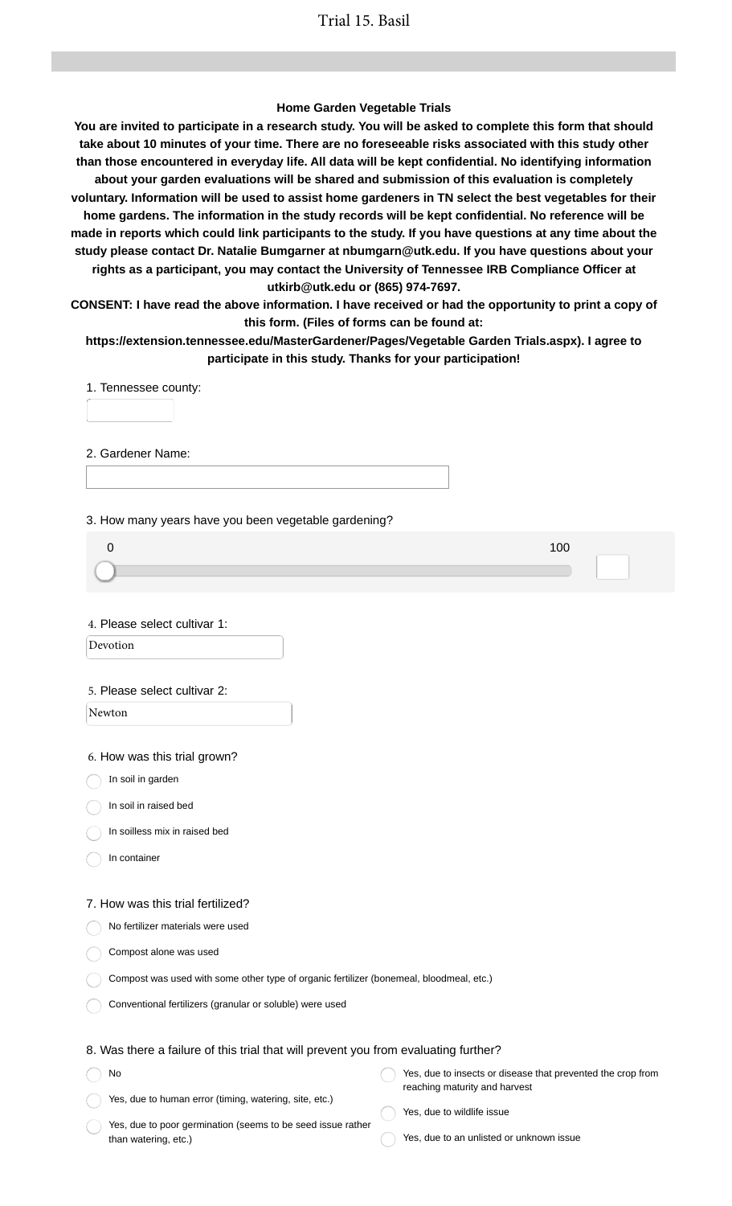# Trial 15. Basil

**Home Garden Vegetable Trials**

**You are invited to participate in a research study. You will be asked to complete this form that should take about 10 minutes of your time. There are no foreseeable risks associated with this study other than those encountered in everyday life. All data will be kept confidential. No identifying information about your garden evaluations will be shared and submission of this evaluation is completely voluntary. Information will be used to assist home gardeners in TN select the best vegetables for their home gardens. The information in the study records will be kept confidential. No reference will be made in reports which could link participants to the study. If you have questions at any time about the study please contact Dr. Natalie Bumgarner at nbumgarn@utk.edu. If you have questions about your rights as a participant, you may contact the University of Tennessee IRB Compliance Officer at utkirb@utk.edu or (865) 974-7697.**

**CONSENT: I have read the above information. I have received or had the opportunity to print a copy of this form. (Files of forms can be found at: https://extension.tennessee.edu/MasterGardener/Pages/Vegetable Garden Trials.aspx). I agree to participate in this study. Thanks for your participation!**

1. Tennessee county:

2. Gardener Name:

3. How many years have you been vegetable gardening?

0 100

4. Please select cultivar 1:

Devotion

5. Please select cultivar 2:

Newton

6. How was this trial grown?

- In soil in garden
- In soil in raised bed
- In soilless mix in raised bed
- In container

7. How was this trial fertilized?

- No fertilizer materials were used
- Compost alone was used
- Compost was used with some other type of organic fertilizer (bonemeal, bloodmeal, etc.)
- Conventional fertilizers (granular or soluble) were used

8. Was there a failure of this trial that will prevent you from evaluating further?

- No
- Yes, due to human error (timing, watering, site, etc.)
- Yes, due to poor germination (seems to be seed issue rather than watering, etc.)
- Yes, due to insects or disease that prevented the crop from reaching maturity and harvest
- Yes, due to wildlife issue
- Yes, due to an unlisted or unknown issue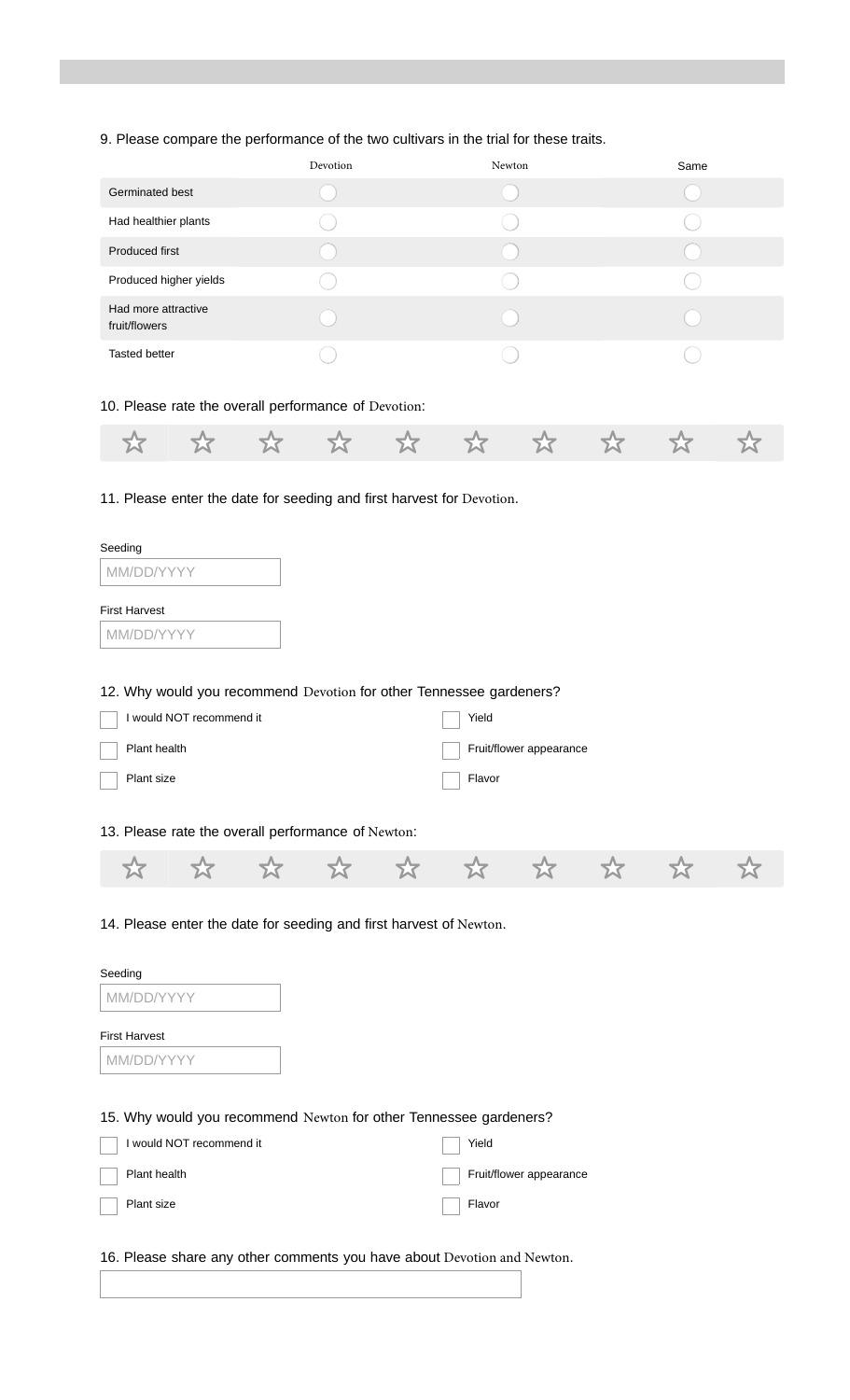9. Please compare the performance of the two cultivars in the trial for these traits.

| | Devotion | Newton | Same |
|---|---|---|---|
| Germinated best | ◯ | ◯ | ◯ |
| Had healthier plants | ◯ | ◯ | ◯ |
| Produced first | ◯ | ◯ | ◯ |
| Produced higher yields | ◯ | ◯ | ◯ |
| Had more attractive fruit/flowers | ◯ | ◯ | ◯ |
| Tasted better | ◯ | ◯ | ◯ |

10. Please rate the overall performance of Devotion:

☆ ☆ ☆ ☆ ☆ ☆ ☆ ☆ ☆ ☆

11. Please enter the date for seeding and first harvest for Devotion.

Seeding

MM/DD/YYYY

First Harvest

MM/DD/YYYY

12. Why would you recommend Devotion for other Tennessee gardeners?

- ☐ I would NOT recommend it
- ☐ Plant health
- ☐ Plant size
- ☐ Yield
- ☐ Fruit/flower appearance
- ☐ Flavor

13. Please rate the overall performance of Newton:

☆ ☆ ☆ ☆ ☆ ☆ ☆ ☆ ☆ ☆

14. Please enter the date for seeding and first harvest of Newton.

Seeding

MM/DD/YYYY

First Harvest

MM/DD/YYYY

15. Why would you recommend Newton for other Tennessee gardeners?

- ☐ I would NOT recommend it
- ☐ Plant health
- ☐ Plant size
- ☐ Yield
- ☐ Fruit/flower appearance
- ☐ Flavor

16. Please share any other comments you have about Devotion and Newton.